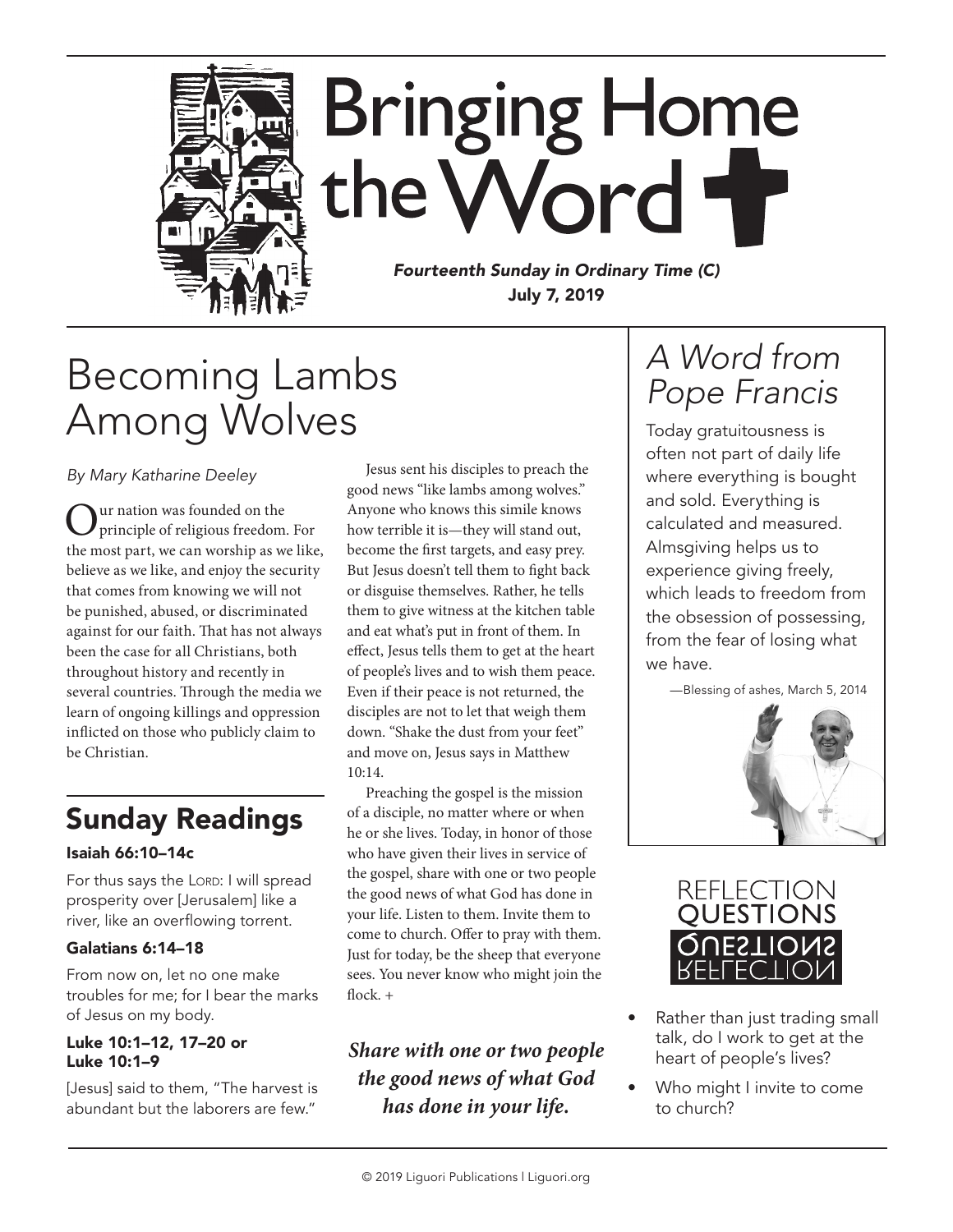# Bringing Home the Word

*Fourteenth Sunday in Ordinary Time (C)*
**July 7, 2019**

## Becoming Lambs Among Wolves

*By Mary Katharine Deeley*

Our nation was founded on the principle of religious freedom. For the most part, we can worship as we like, believe as we like, and enjoy the security that comes from knowing we will not be punished, abused, or discriminated against for our faith. That has not always been the case for all Christians, both throughout history and recently in several countries. Through the media we learn of ongoing killings and oppression inflicted on those who publicly claim to be Christian.

Jesus sent his disciples to preach the good news "like lambs among wolves." Anyone who knows this simile knows how terrible it is—they will stand out, become the first targets, and easy prey. But Jesus doesn't tell them to fight back or disguise themselves. Rather, he tells them to give witness at the kitchen table and eat what's put in front of them. In effect, Jesus tells them to get at the heart of people's lives and to wish them peace. Even if their peace is not returned, the disciples are not to let that weigh them down. "Shake the dust from your feet" and move on, Jesus says in Matthew 10:14.

Preaching the gospel is the mission of a disciple, no matter where or when he or she lives. Today, in honor of those who have given their lives in service of the gospel, share with one or two people the good news of what God has done in your life. Listen to them. Invite them to come to church. Offer to pray with them. Just for today, be the sheep that everyone sees. You never know who might join the flock. +

***Share with one or two people the good news of what God has done in your life.***

## Sunday Readings

#### Isaiah 66:10–14c

For thus says the LORD: I will spread prosperity over [Jerusalem] like a river, like an overflowing torrent.

#### Galatians 6:14–18

From now on, let no one make troubles for me; for I bear the marks of Jesus on my body.

#### Luke 10:1–12, 17–20 or Luke 10:1–9

[Jesus] said to them, "The harvest is abundant but the laborers are few."

## *A Word from Pope Francis*

Today gratuitousness is often not part of daily life where everything is bought and sold. Everything is calculated and measured. Almsgiving helps us to experience giving freely, which leads to freedom from the obsession of possessing, from the fear of losing what we have.

—Blessing of ashes, March 5, 2014

## Reflection Questions

- Rather than just trading small talk, do I work to get at the heart of people's lives?
- Who might I invite to come to church?

© 2019 Liguori Publications | Liguori.org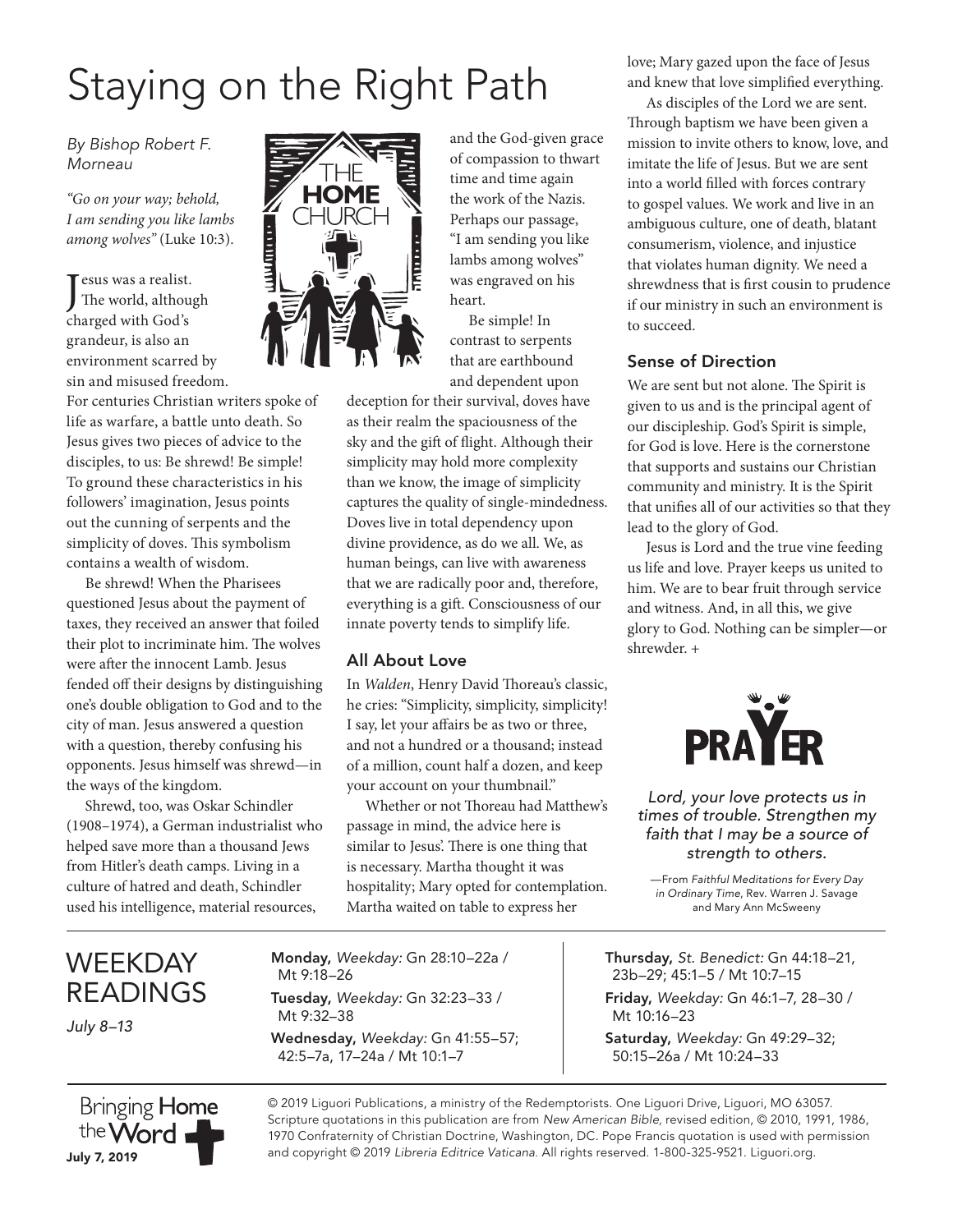# Staying on the Right Path

*By Bishop Robert F. Morneau*

*"Go on your way; behold, I am sending you like lambs among wolves"* (Luke 10:3).

Jesus was a realist. The world, although charged with God's grandeur, is also an environment scarred by sin and misused freedom. For centuries Christian writers spoke of life as warfare, a battle unto death. So Jesus gives two pieces of advice to the disciples, to us: Be shrewd! Be simple! To ground these characteristics in his followers' imagination, Jesus points out the cunning of serpents and the simplicity of doves. This symbolism contains a wealth of wisdom.

Be shrewd! When the Pharisees questioned Jesus about the payment of taxes, they received an answer that foiled their plot to incriminate him. The wolves were after the innocent Lamb. Jesus fended off their designs by distinguishing one's double obligation to God and to the city of man. Jesus answered a question with a question, thereby confusing his opponents. Jesus himself was shrewd—in the ways of the kingdom.

Shrewd, too, was Oskar Schindler (1908–1974), a German industrialist who helped save more than a thousand Jews from Hitler's death camps. Living in a culture of hatred and death, Schindler used his intelligence, material resources, and the God-given grace of compassion to thwart time and time again the work of the Nazis. Perhaps our passage, "I am sending you like lambs among wolves" was engraved on his heart.

Be simple! In contrast to serpents that are earthbound and dependent upon deception for their survival, doves have as their realm the spaciousness of the sky and the gift of flight. Although their simplicity may hold more complexity than we know, the image of simplicity captures the quality of single-mindedness. Doves live in total dependency upon divine providence, as do we all. We, as human beings, can live with awareness that we are radically poor and, therefore, everything is a gift. Consciousness of our innate poverty tends to simplify life.

### All About Love

In *Walden*, Henry David Thoreau's classic, he cries: "Simplicity, simplicity, simplicity! I say, let your affairs be as two or three, and not a hundred or a thousand; instead of a million, count half a dozen, and keep your account on your thumbnail."

Whether or not Thoreau had Matthew's passage in mind, the advice here is similar to Jesus'. There is one thing that is necessary. Martha thought it was hospitality; Mary opted for contemplation. Martha waited on table to express her love; Mary gazed upon the face of Jesus and knew that love simplified everything.

As disciples of the Lord we are sent. Through baptism we have been given a mission to invite others to know, love, and imitate the life of Jesus. But we are sent into a world filled with forces contrary to gospel values. We work and live in an ambiguous culture, one of death, blatant consumerism, violence, and injustice that violates human dignity. We need a shrewdness that is first cousin to prudence if our ministry in such an environment is to succeed.

### Sense of Direction

We are sent but not alone. The Spirit is given to us and is the principal agent of our discipleship. God's Spirit is simple, for God is love. Here is the cornerstone that supports and sustains our Christian community and ministry. It is the Spirit that unifies all of our activities so that they lead to the glory of God.

Jesus is Lord and the true vine feeding us life and love. Prayer keeps us united to him. We are to bear fruit through service and witness. And, in all this, we give glory to God. Nothing can be simpler—or shrewder. +

## PRAYER

*Lord, your love protects us in times of trouble. Strengthen my faith that I may be a source of strength to others.*

—From *Faithful Meditations for Every Day in Ordinary Time*, Rev. Warren J. Savage and Mary Ann McSweeny

## WEEKDAY READINGS

*July 8–13*

**Monday,** *Weekday:* Gn 28:10–22a / Mt 9:18–26

**Tuesday,** *Weekday:* Gn 32:23–33 / Mt 9:32–38

**Wednesday,** *Weekday:* Gn 41:55–57; 42:5–7a, 17–24a / Mt 10:1–7

**Thursday,** *St. Benedict:* Gn 44:18–21, 23b–29; 45:1–5 / Mt 10:7–15

**Friday,** *Weekday:* Gn 46:1–7, 28–30 / Mt 10:16–23

**Saturday,** *Weekday:* Gn 49:29–32; 50:15–26a / Mt 10:24–33

Bringing Home the Word
**July 7, 2019**

© 2019 Liguori Publications, a ministry of the Redemptorists. One Liguori Drive, Liguori, MO 63057. Scripture quotations in this publication are from *New American Bible,* revised edition, © 2010, 1991, 1986, 1970 Confraternity of Christian Doctrine, Washington, DC. Pope Francis quotation is used with permission and copyright © 2019 *Libreria Editrice Vaticana.* All rights reserved. 1-800-325-9521. Liguori.org.